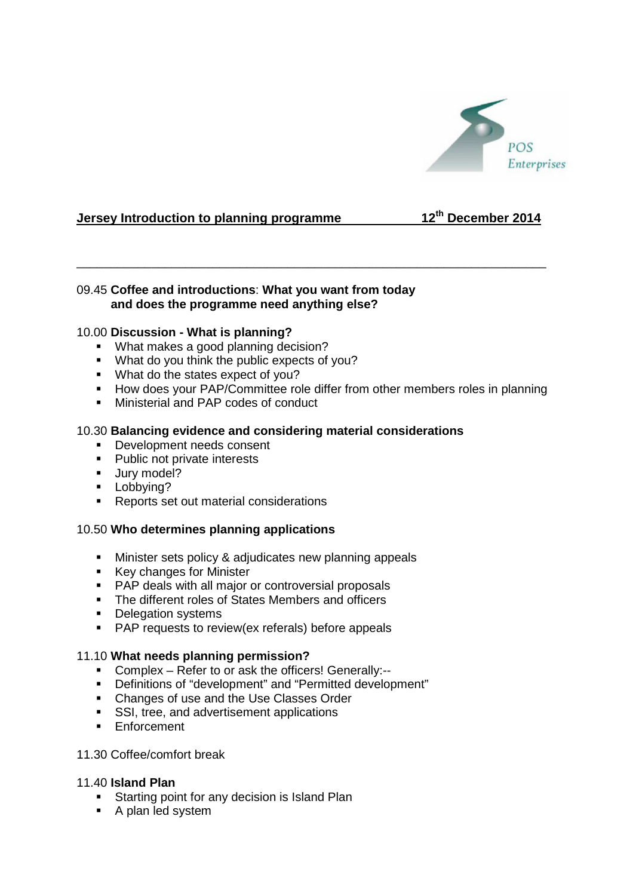POS Enterprises

**Jersey Introduction to planning programme** **12th December 2014**

---

09.45 **Coffee and introductions**: **What you want from today and does the programme need anything else?**

10.00 **Discussion - What is planning?**

- What makes a good planning decision?
- What do you think the public expects of you?
- What do the states expect of you?
- How does your PAP/Committee role differ from other members roles in planning
- Ministerial and PAP codes of conduct

10.30 **Balancing evidence and considering material considerations**

- Development needs consent
- Public not private interests
- Jury model?
- Lobbying?
- Reports set out material considerations

10.50 **Who determines planning applications**

- Minister sets policy & adjudicates new planning appeals
- Key changes for Minister
- PAP deals with all major or controversial proposals
- The different roles of States Members and officers
- Delegation systems
- PAP requests to review(ex referals) before appeals

11.10 **What needs planning permission?**

- Complex – Refer to or ask the officers! Generally:--
- Definitions of "development" and "Permitted development"
- Changes of use and the Use Classes Order
- SSI, tree, and advertisement applications
- Enforcement

11.30 Coffee/comfort break

11.40 **Island Plan**

- Starting point for any decision is Island Plan
- A plan led system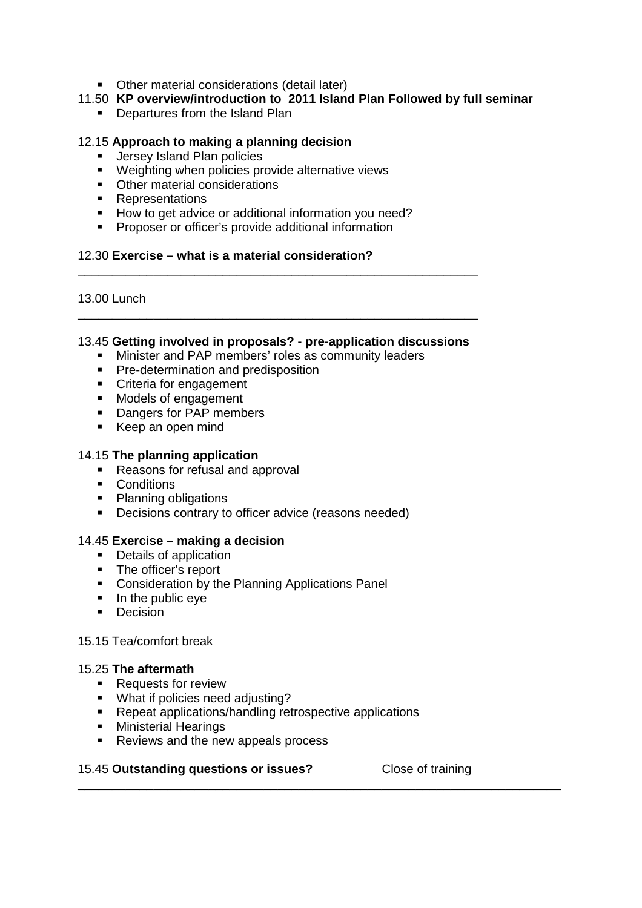- Other material considerations (detail later)

11.50 **KP overview/introduction to 2011 Island Plan Followed by full seminar**

- Departures from the Island Plan

12.15 **Approach to making a planning decision**

- Jersey Island Plan policies
- Weighting when policies provide alternative views
- Other material considerations
- Representations
- How to get advice or additional information you need?
- Proposer or officer's provide additional information

12.30 **Exercise – what is a material consideration?**

---

13.00 Lunch

---

13.45 **Getting involved in proposals? - pre-application discussions**

- Minister and PAP members' roles as community leaders
- Pre-determination and predisposition
- Criteria for engagement
- Models of engagement
- Dangers for PAP members
- Keep an open mind

14.15 **The planning application**

- Reasons for refusal and approval
- Conditions
- Planning obligations
- Decisions contrary to officer advice (reasons needed)

14.45 **Exercise – making a decision**

- Details of application
- The officer's report
- Consideration by the Planning Applications Panel
- In the public eye
- Decision

15.15 Tea/comfort break

15.25 **The aftermath**

- Requests for review
- What if policies need adjusting?
- Repeat applications/handling retrospective applications
- Ministerial Hearings
- Reviews and the new appeals process

15.45 **Outstanding questions or issues?** Close of training

---